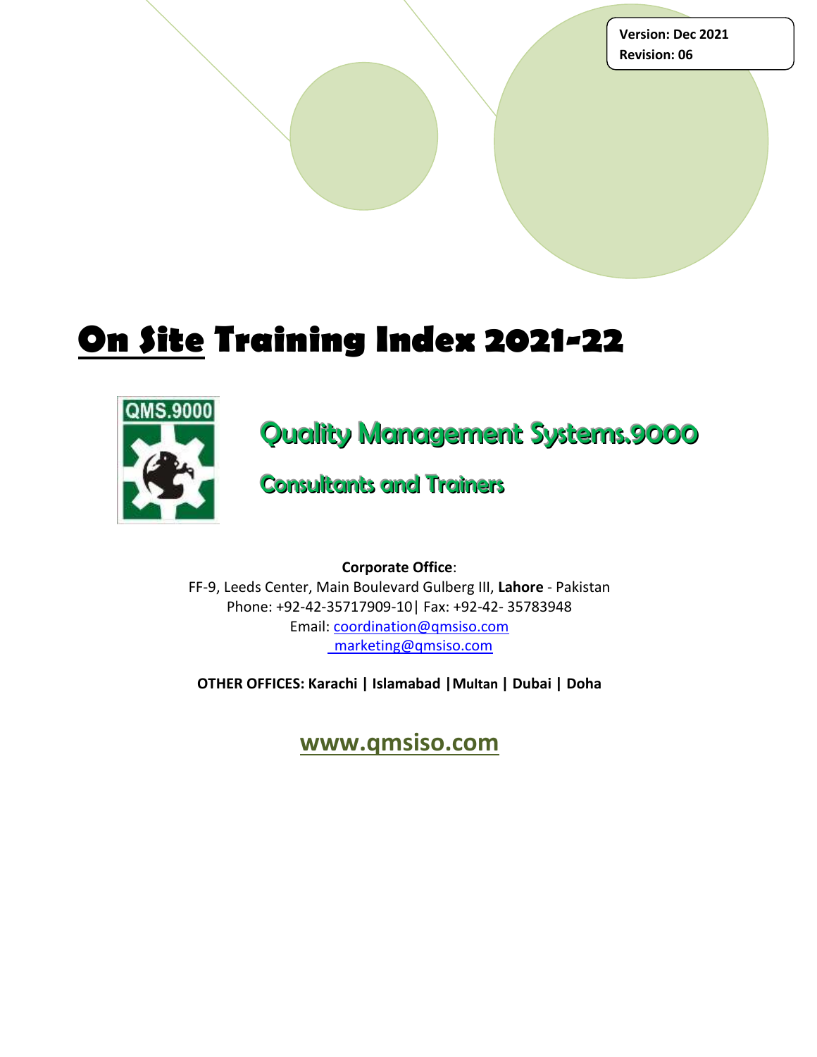Version: Dec 2021
Revision: 06

# On Site Training Index 2021-22

QMS.9000

## Quality Management Systems.9000

### Consultants and Trainers

**Corporate Office**:
FF-9, Leeds Center, Main Boulevard Gulberg III, **Lahore** - Pakistan
Phone: +92-42-35717909-10| Fax: +92-42- 35783948
Email: coordination@qmsiso.com
marketing@qmsiso.com

**OTHER OFFICES: Karachi | Islamabad | Multan | Dubai | Doha**

**www.qmsiso.com**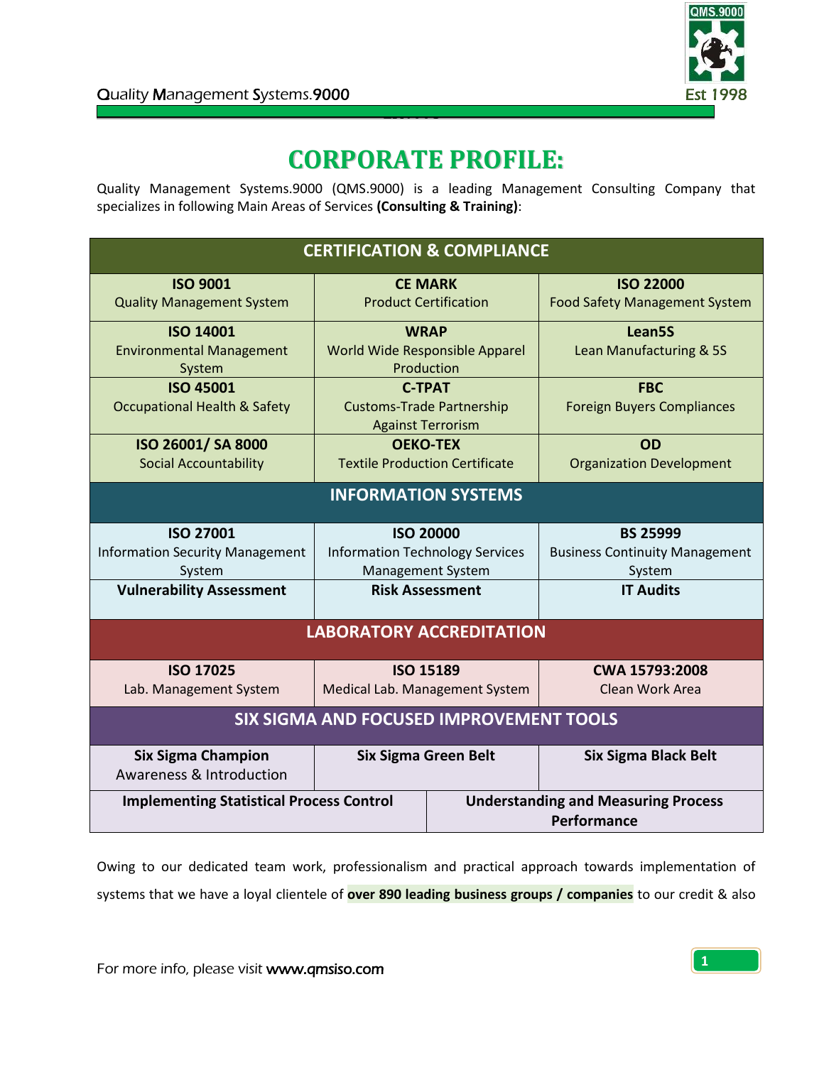# CORPORATE PROFILE:

Quality Management Systems.9000 (QMS.9000) is a leading Management Consulting Company that specializes in following Main Areas of Services **(Consulting & Training)**:

| | | |
|---|---|---|
| **CERTIFICATION & COMPLIANCE** | | |
| **ISO 9001** Quality Management System | **CE MARK** Product Certification | **ISO 22000** Food Safety Management System |
| **ISO 14001** Environmental Management System | **WRAP** World Wide Responsible Apparel Production | **Lean5S** Lean Manufacturing & 5S |
| **ISO 45001** Occupational Health & Safety | **C-TPAT** Customs-Trade Partnership Against Terrorism | **FBC** Foreign Buyers Compliances |
| **ISO 26001/ SA 8000** Social Accountability | **OEKO-TEX** Textile Production Certificate | **OD** Organization Development |
| **INFORMATION SYSTEMS** | | |
| **ISO 27001** Information Security Management System | **ISO 20000** Information Technology Services Management System | **BS 25999** Business Continuity Management System |
| **Vulnerability Assessment** | **Risk Assessment** | **IT Audits** |
| **LABORATORY ACCREDITATION** | | |
| **ISO 17025** Lab. Management System | **ISO 15189** Medical Lab. Management System | **CWA 15793:2008** Clean Work Area |
| **SIX SIGMA AND FOCUSED IMPROVEMENT TOOLS** | | |
| **Six Sigma Champion** Awareness & Introduction | **Six Sigma Green Belt** | **Six Sigma Black Belt** |
| **Implementing Statistical Process Control** | **Understanding and Measuring Process Performance** | |

Owing to our dedicated team work, professionalism and practical approach towards implementation of systems that we have a loyal clientele of **over 890 leading business groups / companies** to our credit & also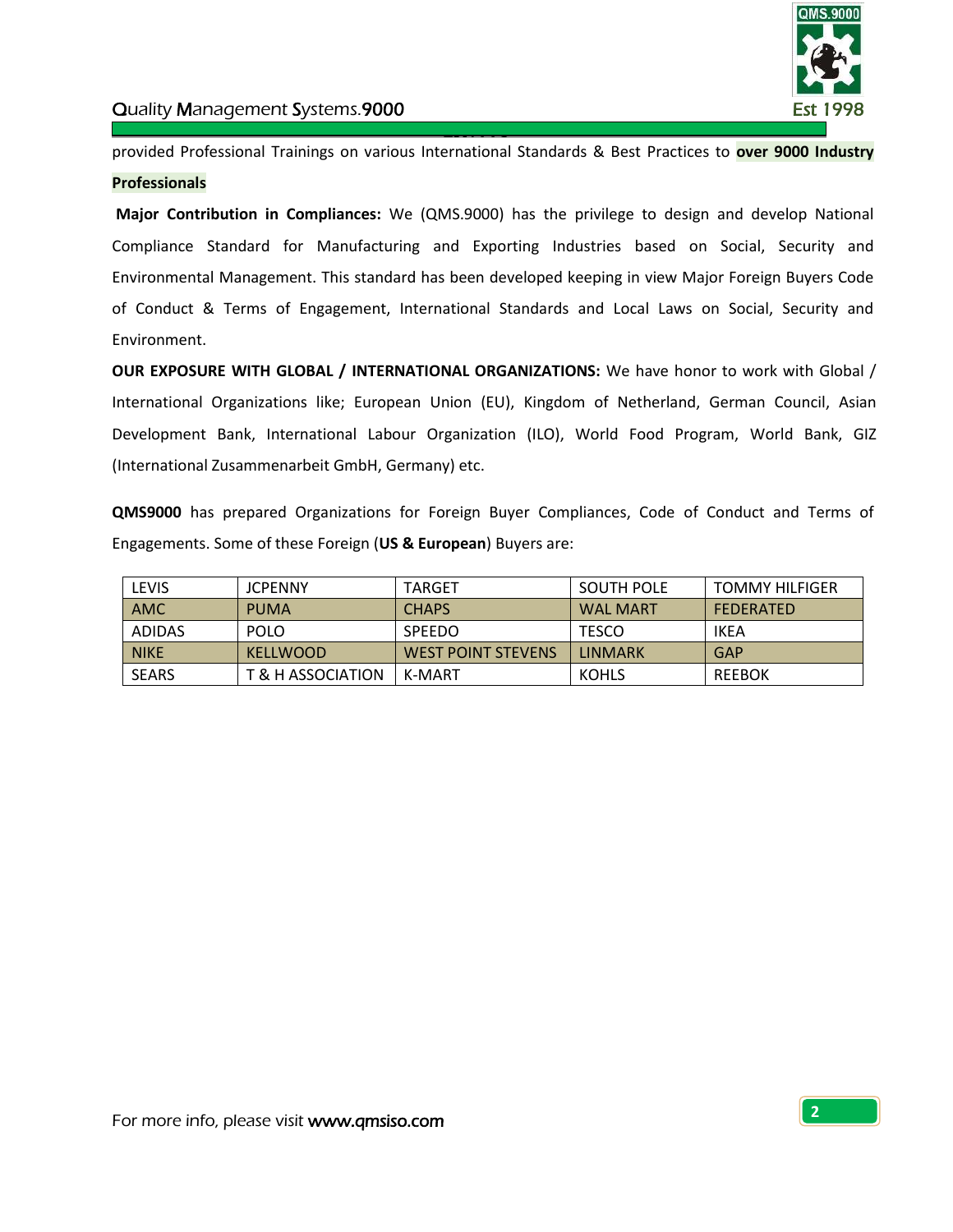provided Professional Trainings on various International Standards & Best Practices to **over 9000 Industry Professionals**

**Major Contribution in Compliances:** We (QMS.9000) has the privilege to design and develop National Compliance Standard for Manufacturing and Exporting Industries based on Social, Security and Environmental Management. This standard has been developed keeping in view Major Foreign Buyers Code of Conduct & Terms of Engagement, International Standards and Local Laws on Social, Security and Environment.

**OUR EXPOSURE WITH GLOBAL / INTERNATIONAL ORGANIZATIONS:** We have honor to work with Global / International Organizations like; European Union (EU), Kingdom of Netherland, German Council, Asian Development Bank, International Labour Organization (ILO), World Food Program, World Bank, GIZ (International Zusammenarbeit GmbH, Germany) etc.

**QMS9000** has prepared Organizations for Foreign Buyer Compliances, Code of Conduct and Terms of Engagements. Some of these Foreign (**US & European**) Buyers are:

| | | | | |
|---|---|---|---|---|
| LEVIS | JCPENNY | TARGET | SOUTH POLE | TOMMY HILFIGER |
| AMC | PUMA | CHAPS | WAL MART | FEDERATED |
| ADIDAS | POLO | SPEEDO | TESCO | IKEA |
| NIKE | KELLWOOD | WEST POINT STEVENS | LINMARK | GAP |
| SEARS | T & H ASSOCIATION | K-MART | KOHLS | REEBOK |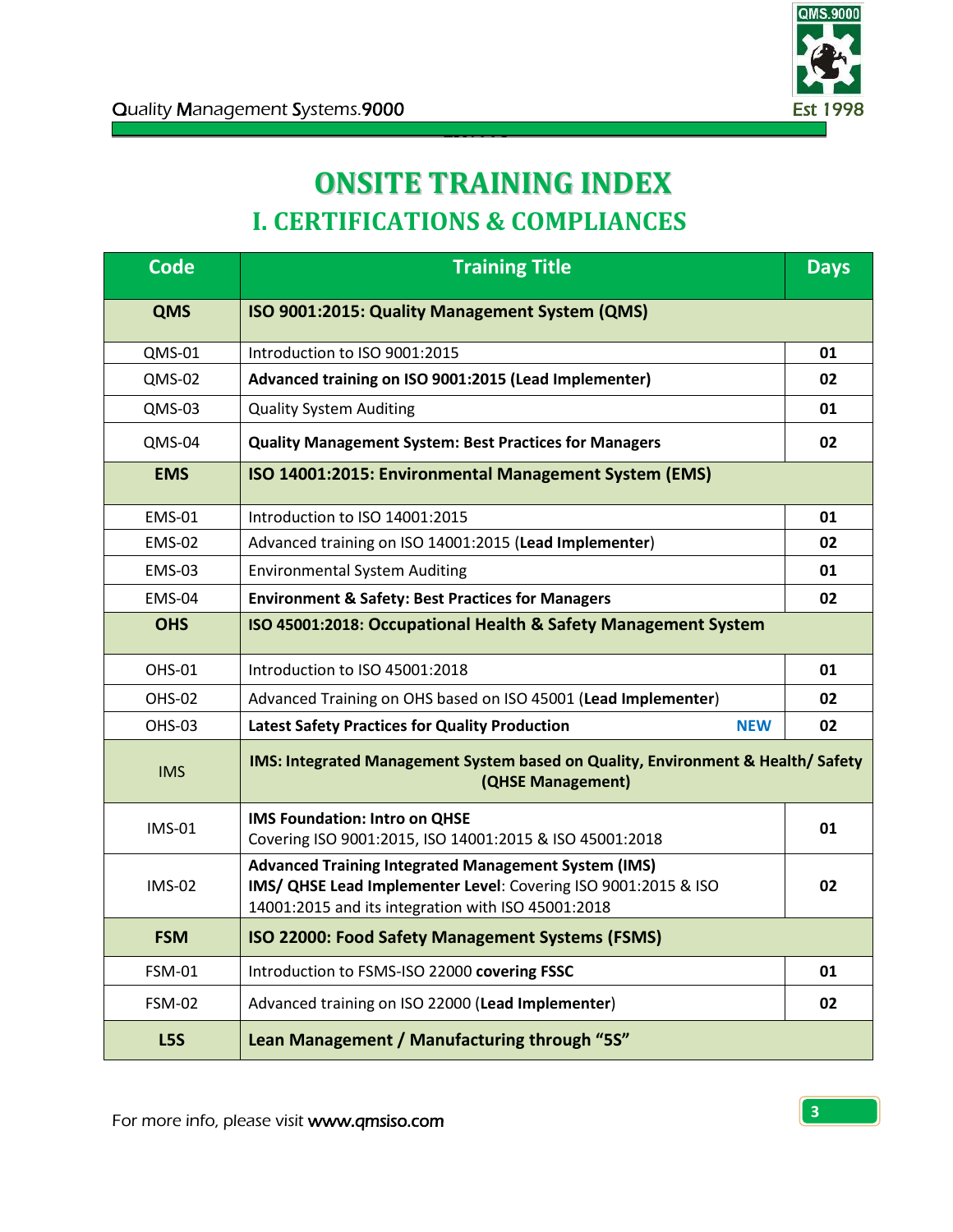# ONSITE TRAINING INDEX

## I. CERTIFICATIONS & COMPLIANCES

| Code | Training Title | Days |
|---|---|---|
| **QMS** | **ISO 9001:2015: Quality Management System (QMS)** | |
| QMS-01 | Introduction to ISO 9001:2015 | **01** |
| QMS-02 | **Advanced training on ISO 9001:2015 (Lead Implementer)** | **02** |
| QMS-03 | Quality System Auditing | **01** |
| QMS-04 | **Quality Management System: Best Practices for Managers** | **02** |
| **EMS** | **ISO 14001:2015: Environmental Management System (EMS)** | |
| EMS-01 | Introduction to ISO 14001:2015 | **01** |
| EMS-02 | Advanced training on ISO 14001:2015 (**Lead Implementer**) | **02** |
| EMS-03 | Environmental System Auditing | **01** |
| EMS-04 | **Environment & Safety: Best Practices for Managers** | **02** |
| **OHS** | **ISO 45001:2018: Occupational Health & Safety Management System** | |
| OHS-01 | Introduction to ISO 45001:2018 | **01** |
| OHS-02 | Advanced Training on OHS based on ISO 45001 (**Lead Implementer**) | **02** |
| OHS-03 | **Latest Safety Practices for Quality Production** **NEW** | **02** |
| IMS | **IMS: Integrated Management System based on Quality, Environment & Health/ Safety (QHSE Management)** | |
| IMS-01 | **IMS Foundation: Intro on QHSE** Covering ISO 9001:2015, ISO 14001:2015 & ISO 45001:2018 | **01** |
| IMS-02 | **Advanced Training Integrated Management System (IMS)** **IMS/ QHSE Lead Implementer Level**: Covering ISO 9001:2015 & ISO 14001:2015 and its integration with ISO 45001:2018 | **02** |
| **FSM** | **ISO 22000: Food Safety Management Systems (FSMS)** | |
| FSM-01 | Introduction to FSMS-ISO 22000 **covering FSSC** | **01** |
| FSM-02 | Advanced training on ISO 22000 (**Lead Implementer**) | **02** |
| **L5S** | **Lean Management / Manufacturing through "5S"** | |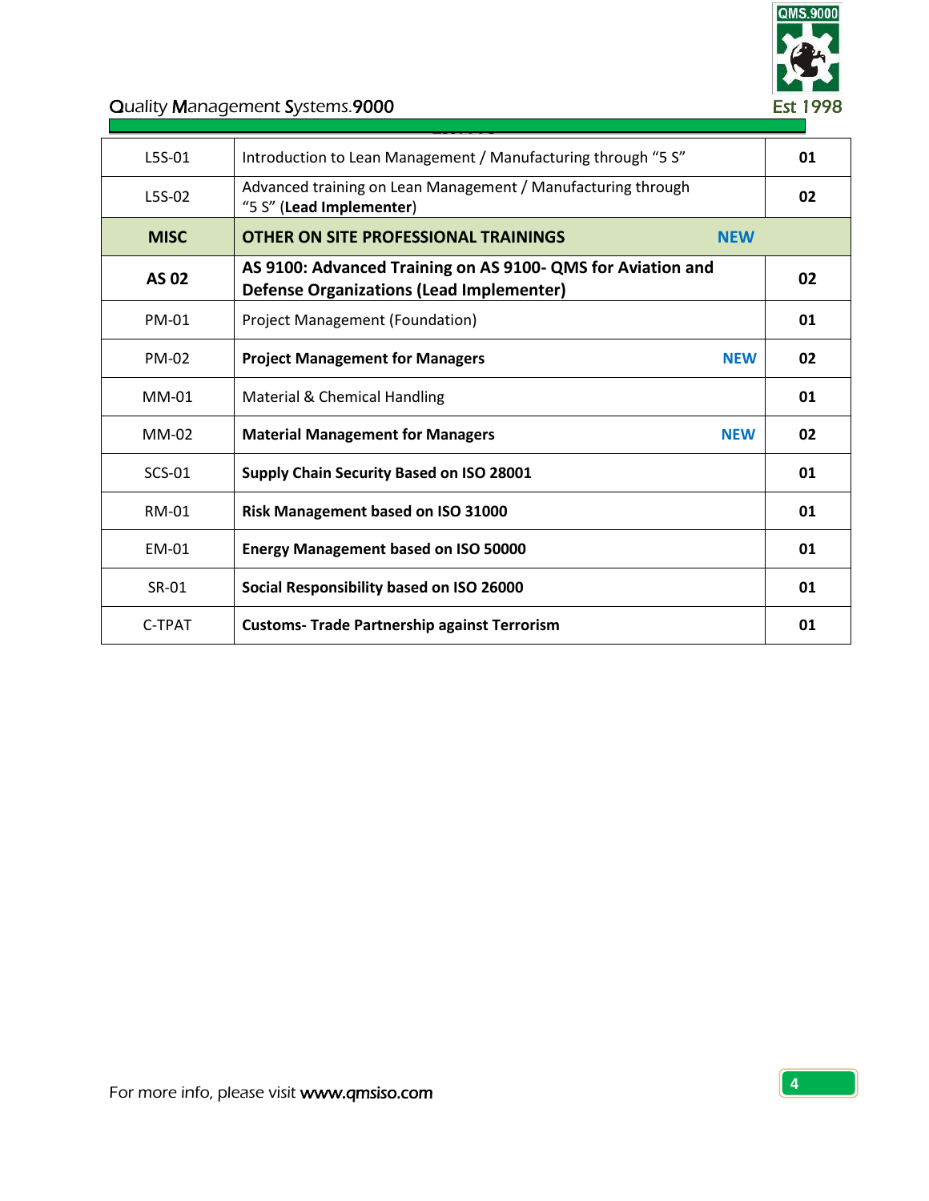| | | |
|---|---|---|
| L5S-01 | Introduction to Lean Management / Manufacturing through "5 S" | **01** |
| L5S-02 | Advanced training on Lean Management / Manufacturing through "5 S" (**Lead Implementer**) | **02** |
| **MISC** | **OTHER ON SITE PROFESSIONAL TRAININGS** **NEW** | |
| **AS 02** | **AS 9100: Advanced Training on AS 9100- QMS for Aviation and Defense Organizations (Lead Implementer)** | **02** |
| PM-01 | Project Management (Foundation) | **01** |
| PM-02 | **Project Management for Managers** **NEW** | **02** |
| MM-01 | Material & Chemical Handling | **01** |
| MM-02 | **Material Management for Managers** **NEW** | **02** |
| SCS-01 | **Supply Chain Security Based on ISO 28001** | **01** |
| RM-01 | **Risk Management based on ISO 31000** | **01** |
| EM-01 | **Energy Management based on ISO 50000** | **01** |
| SR-01 | **Social Responsibility based on ISO 26000** | **01** |
| C-TPAT | **Customs- Trade Partnership against Terrorism** | **01** |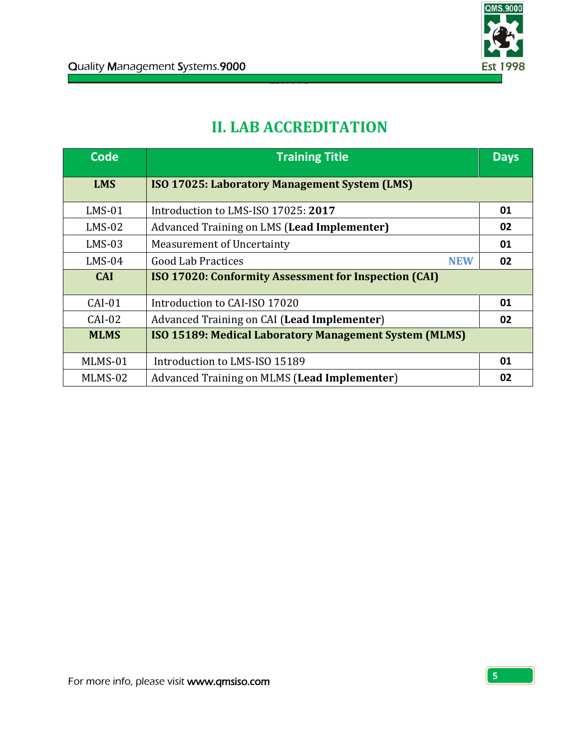## II. LAB ACCREDITATION

| Code | Training Title | Days |
|---|---|---|
| **LMS** | **ISO 17025: Laboratory Management System (LMS)** | |
| LMS-01 | Introduction to LMS-ISO 17025: **2017** | **01** |
| LMS-02 | Advanced Training on LMS (**Lead Implementer)** | **02** |
| LMS-03 | Measurement of Uncertainty | **01** |
| LMS-04 | Good Lab Practices **NEW** | **02** |
| **CAI** | **ISO 17020: Conformity Assessment for Inspection (CAI)** | |
| CAI-01 | Introduction to CAI-ISO 17020 | **01** |
| CAI-02 | Advanced Training on CAI (**Lead Implementer**) | **02** |
| **MLMS** | **ISO 15189: Medical Laboratory Management System (MLMS)** | |
| MLMS-01 | Introduction to LMS-ISO 15189 | **01** |
| MLMS-02 | Advanced Training on MLMS (**Lead Implementer**) | **02** |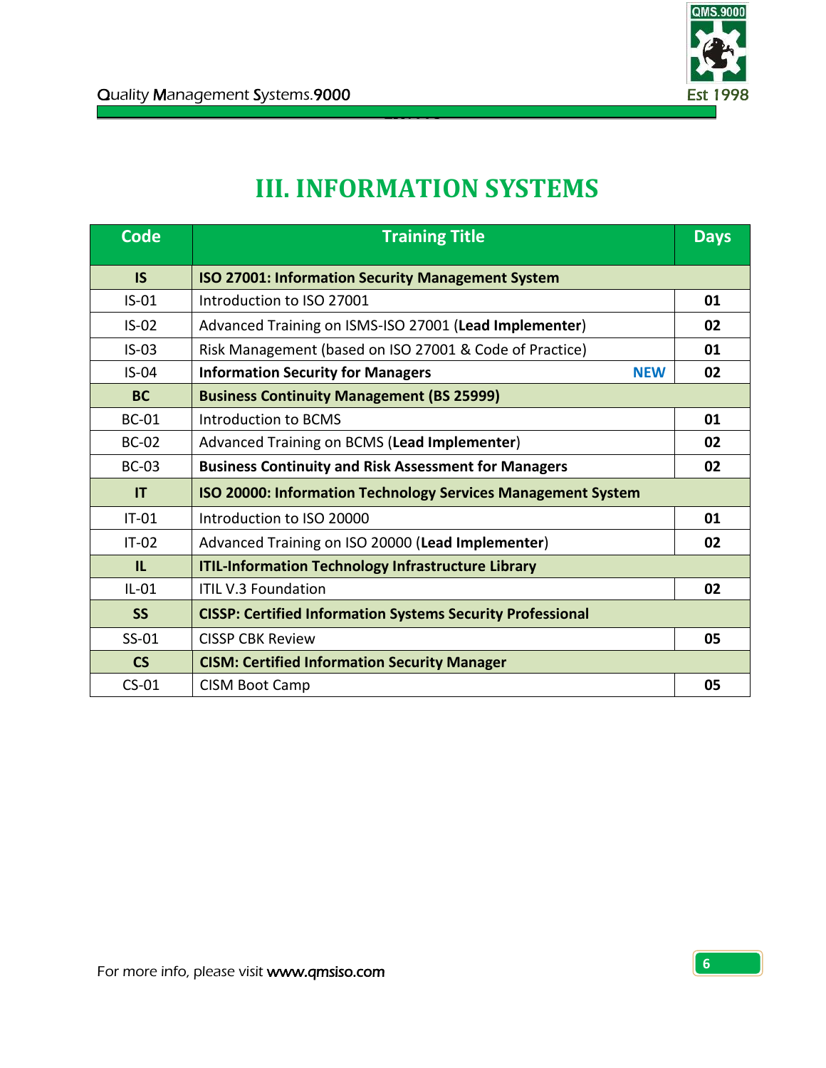# III. INFORMATION SYSTEMS

| Code | Training Title | Days |
|---|---|---|
| **IS** | **ISO 27001: Information Security Management System** | |
| IS-01 | Introduction to ISO 27001 | **01** |
| IS-02 | Advanced Training on ISMS-ISO 27001 (**Lead Implementer**) | **02** |
| IS-03 | Risk Management (based on ISO 27001 & Code of Practice) | **01** |
| IS-04 | **Information Security for Managers** **NEW** | **02** |
| **BC** | **Business Continuity Management (BS 25999)** | |
| BC-01 | Introduction to BCMS | **01** |
| BC-02 | Advanced Training on BCMS (**Lead Implementer**) | **02** |
| BC-03 | **Business Continuity and Risk Assessment for Managers** | **02** |
| **IT** | **ISO 20000: Information Technology Services Management System** | |
| IT-01 | Introduction to ISO 20000 | **01** |
| IT-02 | Advanced Training on ISO 20000 (**Lead Implementer**) | **02** |
| **IL** | **ITIL-Information Technology Infrastructure Library** | |
| IL-01 | ITIL V.3 Foundation | **02** |
| **SS** | **CISSP: Certified Information Systems Security Professional** | |
| SS-01 | CISSP CBK Review | **05** |
| **CS** | **CISM: Certified Information Security Manager** | |
| CS-01 | CISM Boot Camp | **05** |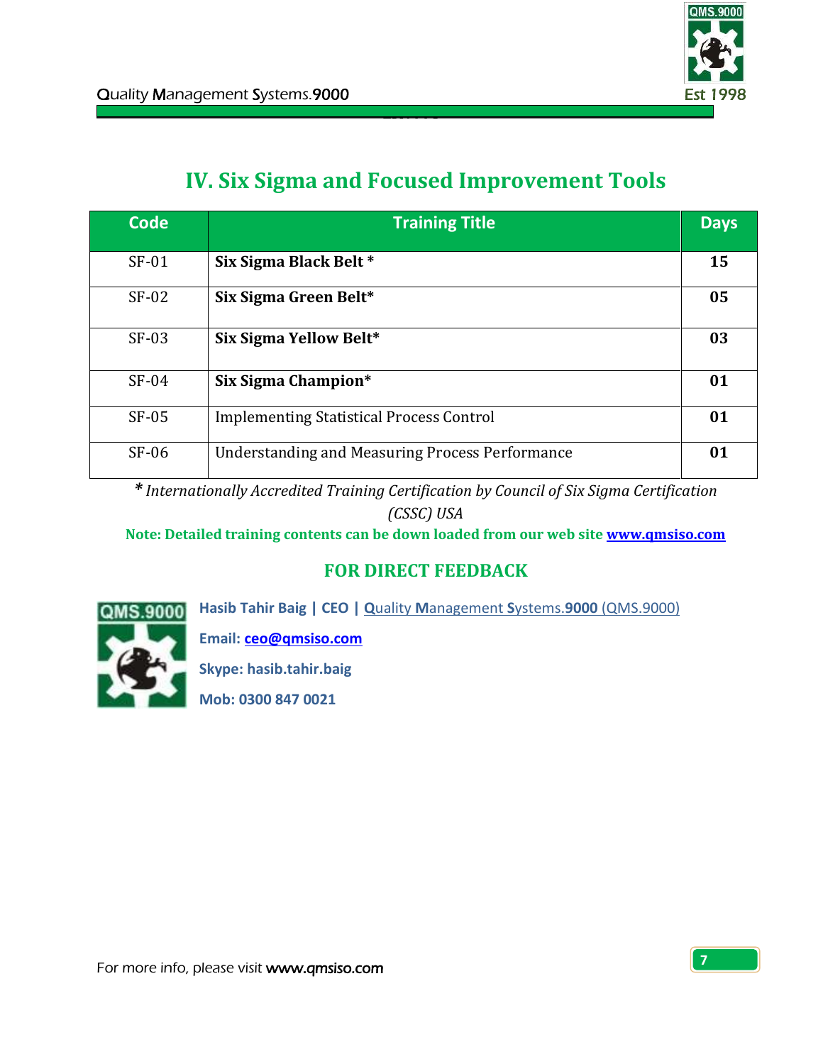## IV. Six Sigma and Focused Improvement Tools

| Code | Training Title | Days |
|---|---|---|
| SF-01 | **Six Sigma Black Belt *** | **15** |
| SF-02 | **Six Sigma Green Belt*** | **05** |
| SF-03 | **Six Sigma Yellow Belt*** | **03** |
| SF-04 | **Six Sigma Champion*** | **01** |
| SF-05 | Implementing Statistical Process Control | **01** |
| SF-06 | Understanding and Measuring Process Performance | **01** |

*\* Internationally Accredited Training Certification by Council of Six Sigma Certification (CSSC) USA*

**Note: Detailed training contents can be down loaded from our web site [www.qmsiso.com](http://www.qmsiso.com)**

### FOR DIRECT FEEDBACK

**Hasib Tahir Baig | CEO |** Quality Management Systems.**9000** (QMS.9000)

**Email: ceo@qmsiso.com**

**Skype: hasib.tahir.baig**

**Mob: 0300 847 0021**